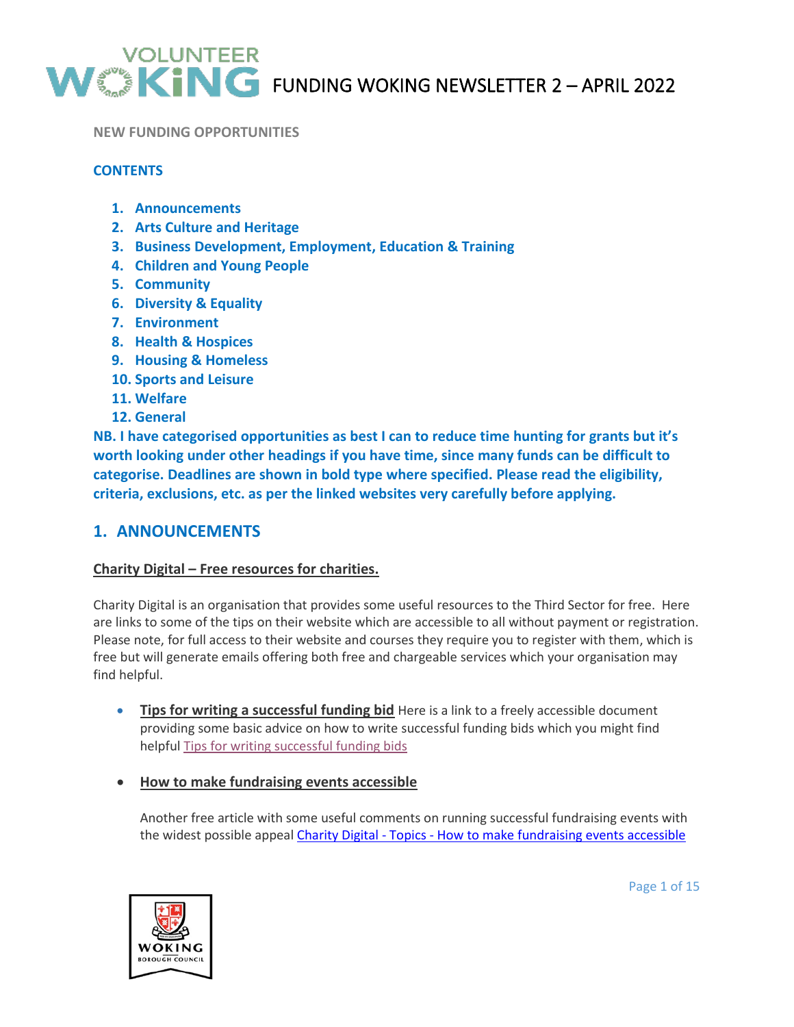# FUNDING WOKING NEWSLETTER 2 – APRIL 2022

**NEW FUNDING OPPORTUNITIES**

**CONTENTS**

1. **Announcements**
2. **Arts Culture and Heritage**
3. **Business Development, Employment, Education & Training**
4. **Children and Young People**
5. **Community**
6. **Diversity & Equality**
7. **Environment**
8. **Health & Hospices**
9. **Housing & Homeless**
10. **Sports and Leisure**
11. **Welfare**
12. **General**

**NB. I have categorised opportunities as best I can to reduce time hunting for grants but it's worth looking under other headings if you have time, since many funds can be difficult to categorise. Deadlines are shown in bold type where specified. Please read the eligibility, criteria, exclusions, etc. as per the linked websites very carefully before applying.**

## 1. ANNOUNCEMENTS

**Charity Digital – Free resources for charities.**

Charity Digital is an organisation that provides some useful resources to the Third Sector for free. Here are links to some of the tips on their website which are accessible to all without payment or registration. Please note, for full access to their website and courses they require you to register with them, which is free but will generate emails offering both free and chargeable services which your organisation may find helpful.

- **Tips for writing a successful funding bid** Here is a link to a freely accessible document providing some basic advice on how to write successful funding bids which you might find helpful Tips for writing successful funding bids

- **How to make fundraising events accessible**

  Another free article with some useful comments on running successful fundraising events with the widest possible appeal Charity Digital - Topics - How to make fundraising events accessible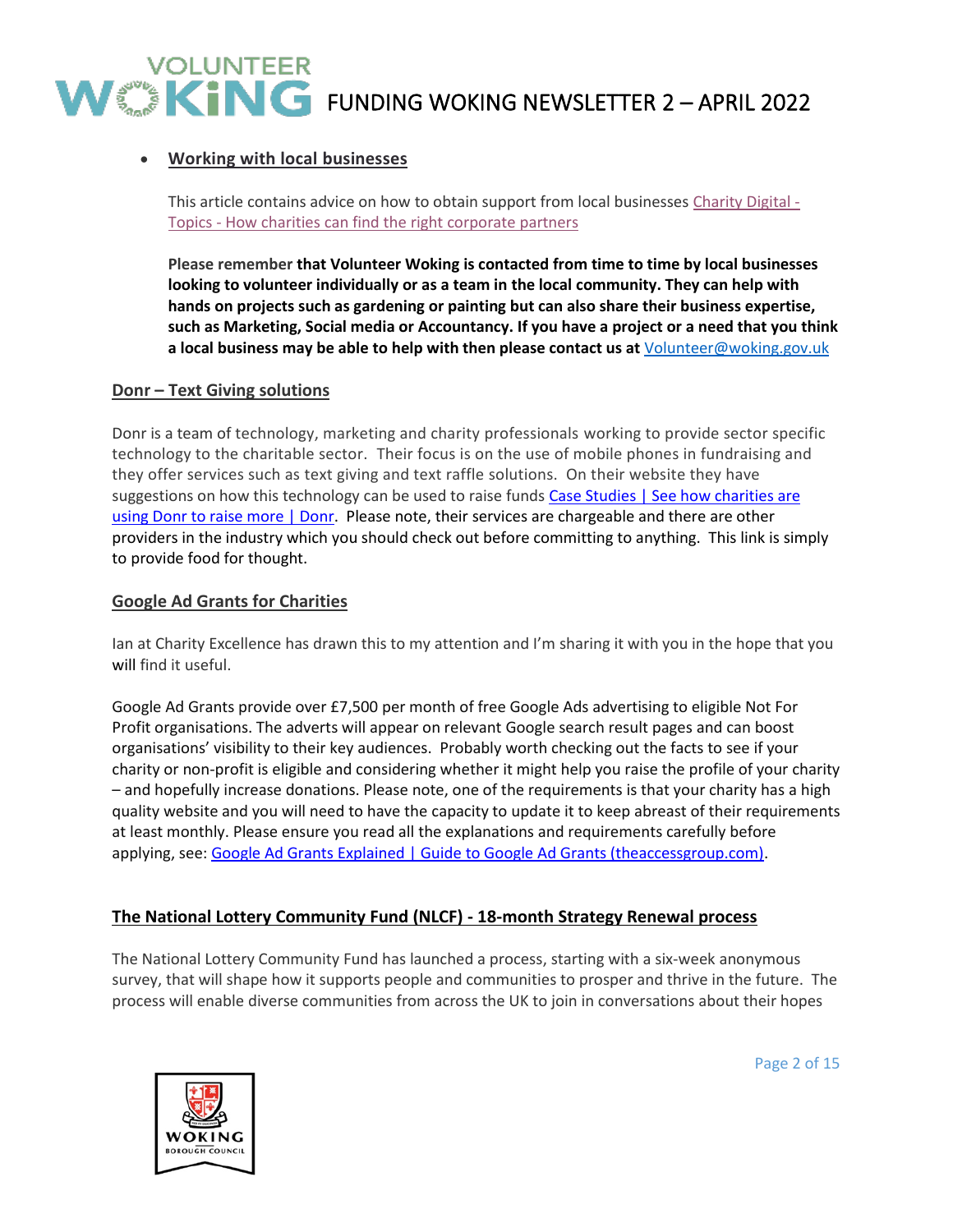- **Working with local businesses**

  This article contains advice on how to obtain support from local businesses Charity Digital - Topics - How charities can find the right corporate partners

  **Please remember that Volunteer Woking is contacted from time to time by local businesses looking to volunteer individually or as a team in the local community. They can help with hands on projects such as gardening or painting but can also share their business expertise, such as Marketing, Social media or Accountancy. If you have a project or a need that you think a local business may be able to help with then please contact us at** Volunteer@woking.gov.uk

## Donr – Text Giving solutions

Donr is a team of technology, marketing and charity professionals working to provide sector specific technology to the charitable sector. Their focus is on the use of mobile phones in fundraising and they offer services such as text giving and text raffle solutions. On their website they have suggestions on how this technology can be used to raise funds Case Studies | See how charities are using Donr to raise more | Donr. Please note, their services are chargeable and there are other providers in the industry which you should check out before committing to anything. This link is simply to provide food for thought.

## Google Ad Grants for Charities

Ian at Charity Excellence has drawn this to my attention and I'm sharing it with you in the hope that you will find it useful.

Google Ad Grants provide over £7,500 per month of free Google Ads advertising to eligible Not For Profit organisations. The adverts will appear on relevant Google search result pages and can boost organisations' visibility to their key audiences. Probably worth checking out the facts to see if your charity or non-profit is eligible and considering whether it might help you raise the profile of your charity – and hopefully increase donations. Please note, one of the requirements is that your charity has a high quality website and you will need to have the capacity to update it to keep abreast of their requirements at least monthly. Please ensure you read all the explanations and requirements carefully before applying, see: Google Ad Grants Explained | Guide to Google Ad Grants (theaccessgroup.com).

## The National Lottery Community Fund (NLCF) - 18-month Strategy Renewal process

The National Lottery Community Fund has launched a process, starting with a six-week anonymous survey, that will shape how it supports people and communities to prosper and thrive in the future. The process will enable diverse communities from across the UK to join in conversations about their hopes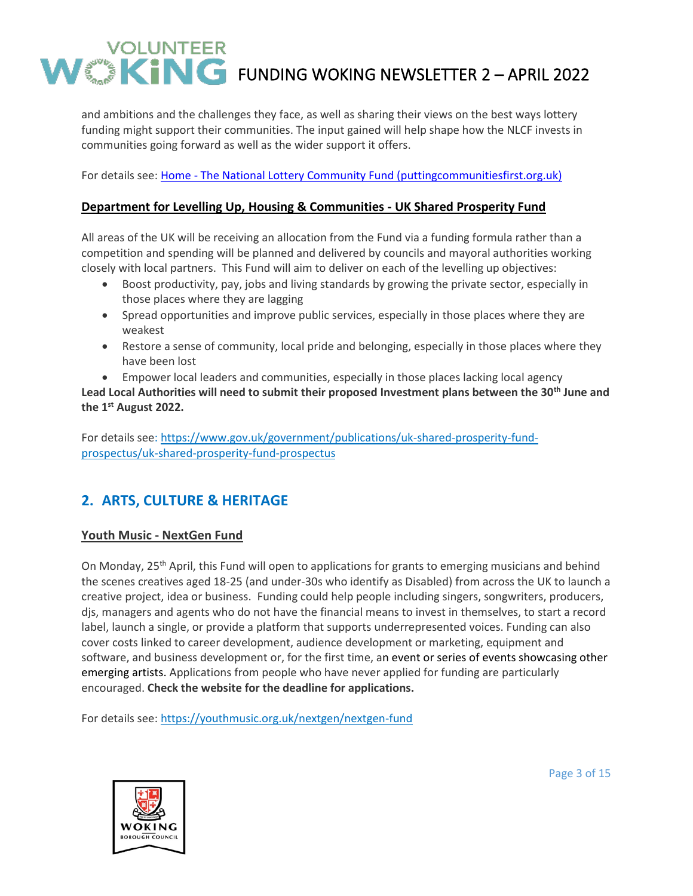and ambitions and the challenges they face, as well as sharing their views on the best ways lottery funding might support their communities. The input gained will help shape how the NLCF invests in communities going forward as well as the wider support it offers.

For details see: [Home - The National Lottery Community Fund (puttingcommunitiesfirst.org.uk)](puttingcommunitiesfirst.org.uk)

### Department for Levelling Up, Housing & Communities - UK Shared Prosperity Fund

All areas of the UK will be receiving an allocation from the Fund via a funding formula rather than a competition and spending will be planned and delivered by councils and mayoral authorities working closely with local partners. This Fund will aim to deliver on each of the levelling up objectives:

- Boost productivity, pay, jobs and living standards by growing the private sector, especially in those places where they are lagging
- Spread opportunities and improve public services, especially in those places where they are weakest
- Restore a sense of community, local pride and belonging, especially in those places where they have been lost
- Empower local leaders and communities, especially in those places lacking local agency

**Lead Local Authorities will need to submit their proposed Investment plans between the 30th June and the 1st August 2022.**

For details see: https://www.gov.uk/government/publications/uk-shared-prosperity-fund-prospectus/uk-shared-prosperity-fund-prospectus

## 2. ARTS, CULTURE & HERITAGE

### Youth Music - NextGen Fund

On Monday, 25th April, this Fund will open to applications for grants to emerging musicians and behind the scenes creatives aged 18-25 (and under-30s who identify as Disabled) from across the UK to launch a creative project, idea or business. Funding could help people including singers, songwriters, producers, djs, managers and agents who do not have the financial means to invest in themselves, to start a record label, launch a single, or provide a platform that supports underrepresented voices. Funding can also cover costs linked to career development, audience development or marketing, equipment and software, and business development or, for the first time, an event or series of events showcasing other emerging artists. Applications from people who have never applied for funding are particularly encouraged. **Check the website for the deadline for applications.**

For details see: https://youthmusic.org.uk/nextgen/nextgen-fund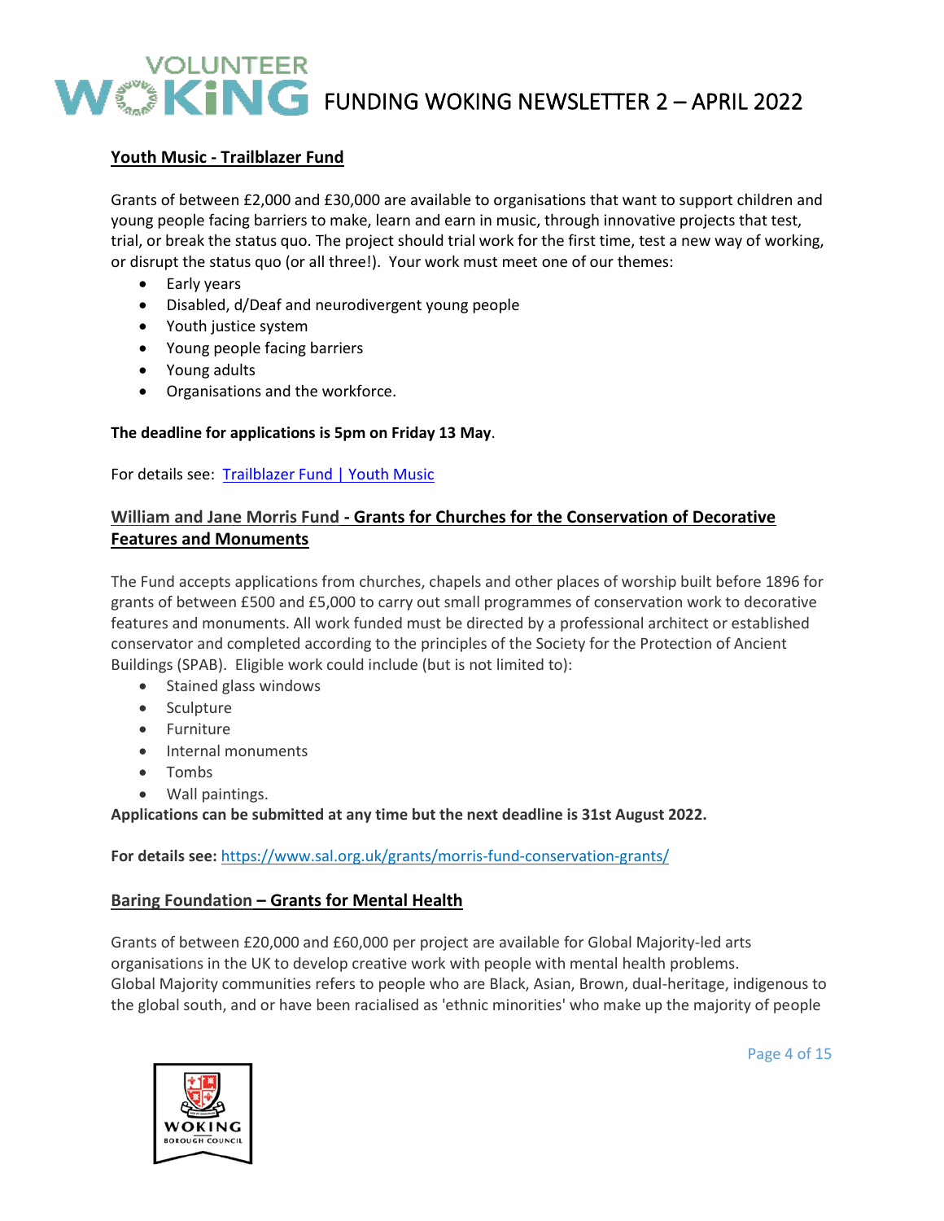## Youth Music - Trailblazer Fund

Grants of between £2,000 and £30,000 are available to organisations that want to support children and young people facing barriers to make, learn and earn in music, through innovative projects that test, trial, or break the status quo. The project should trial work for the first time, test a new way of working, or disrupt the status quo (or all three!). Your work must meet one of our themes:

- Early years
- Disabled, d/Deaf and neurodivergent young people
- Youth justice system
- Young people facing barriers
- Young adults
- Organisations and the workforce.

**The deadline for applications is 5pm on Friday 13 May**.

For details see: [Trailblazer Fund | Youth Music]()

## William and Jane Morris Fund - Grants for Churches for the Conservation of Decorative Features and Monuments

The Fund accepts applications from churches, chapels and other places of worship built before 1896 for grants of between £500 and £5,000 to carry out small programmes of conservation work to decorative features and monuments. All work funded must be directed by a professional architect or established conservator and completed according to the principles of the Society for the Protection of Ancient Buildings (SPAB). Eligible work could include (but is not limited to):

- Stained glass windows
- Sculpture
- Furniture
- Internal monuments
- Tombs
- Wall paintings.

**Applications can be submitted at any time but the next deadline is 31st August 2022.**

**For details see:** https://www.sal.org.uk/grants/morris-fund-conservation-grants/

## Baring Foundation – Grants for Mental Health

Grants of between £20,000 and £60,000 per project are available for Global Majority-led arts organisations in the UK to develop creative work with people with mental health problems.
Global Majority communities refers to people who are Black, Asian, Brown, dual-heritage, indigenous to the global south, and or have been racialised as 'ethnic minorities' who make up the majority of people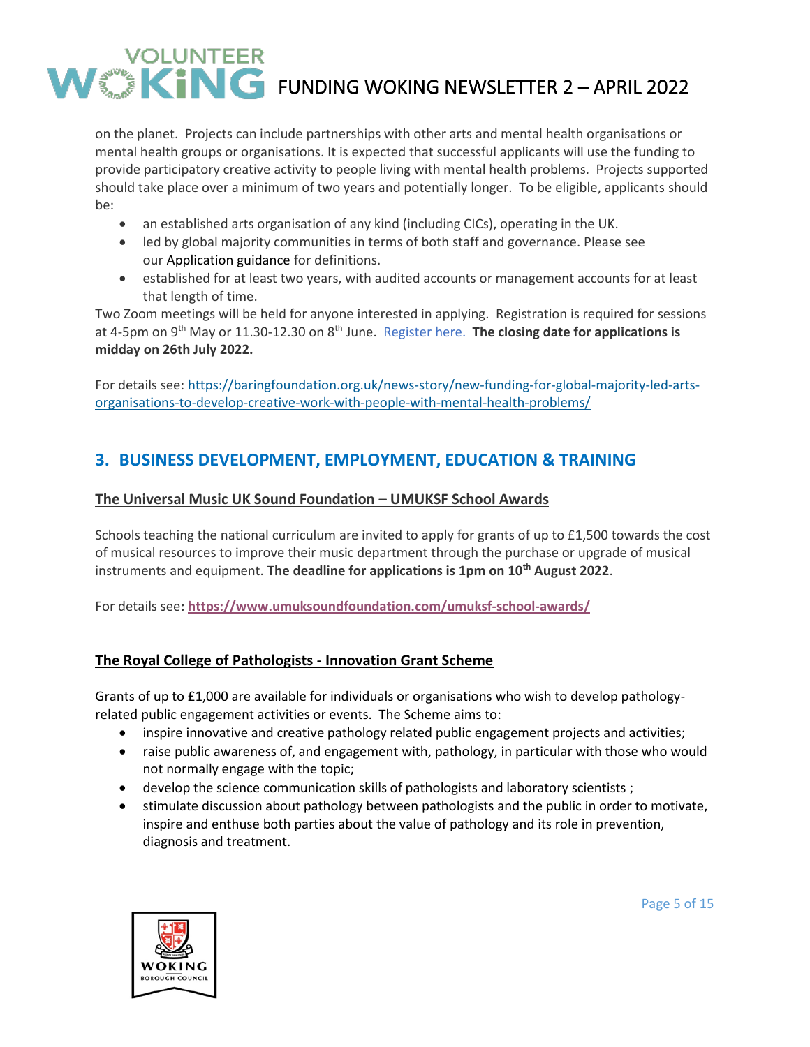on the planet. Projects can include partnerships with other arts and mental health organisations or mental health groups or organisations. It is expected that successful applicants will use the funding to provide participatory creative activity to people living with mental health problems. Projects supported should take place over a minimum of two years and potentially longer. To be eligible, applicants should be:

- an established arts organisation of any kind (including CICs), operating in the UK.
- led by global majority communities in terms of both staff and governance. Please see our Application guidance for definitions.
- established for at least two years, with audited accounts or management accounts for at least that length of time.

Two Zoom meetings will be held for anyone interested in applying. Registration is required for sessions at 4-5pm on 9th May or 11.30-12.30 on 8th June. Register here. **The closing date for applications is midday on 26th July 2022.**

For details see: https://baringfoundation.org.uk/news-story/new-funding-for-global-majority-led-arts-organisations-to-develop-creative-work-with-people-with-mental-health-problems/

## 3. BUSINESS DEVELOPMENT, EMPLOYMENT, EDUCATION & TRAINING

### The Universal Music UK Sound Foundation – UMUKSF School Awards

Schools teaching the national curriculum are invited to apply for grants of up to £1,500 towards the cost of musical resources to improve their music department through the purchase or upgrade of musical instruments and equipment. **The deadline for applications is 1pm on 10th August 2022**.

For details see**: https://www.umuksoundfoundation.com/umuksf-school-awards/**

### The Royal College of Pathologists - Innovation Grant Scheme

Grants of up to £1,000 are available for individuals or organisations who wish to develop pathology-related public engagement activities or events. The Scheme aims to:

- inspire innovative and creative pathology related public engagement projects and activities;
- raise public awareness of, and engagement with, pathology, in particular with those who would not normally engage with the topic;
- develop the science communication skills of pathologists and laboratory scientists ;
- stimulate discussion about pathology between pathologists and the public in order to motivate, inspire and enthuse both parties about the value of pathology and its role in prevention, diagnosis and treatment.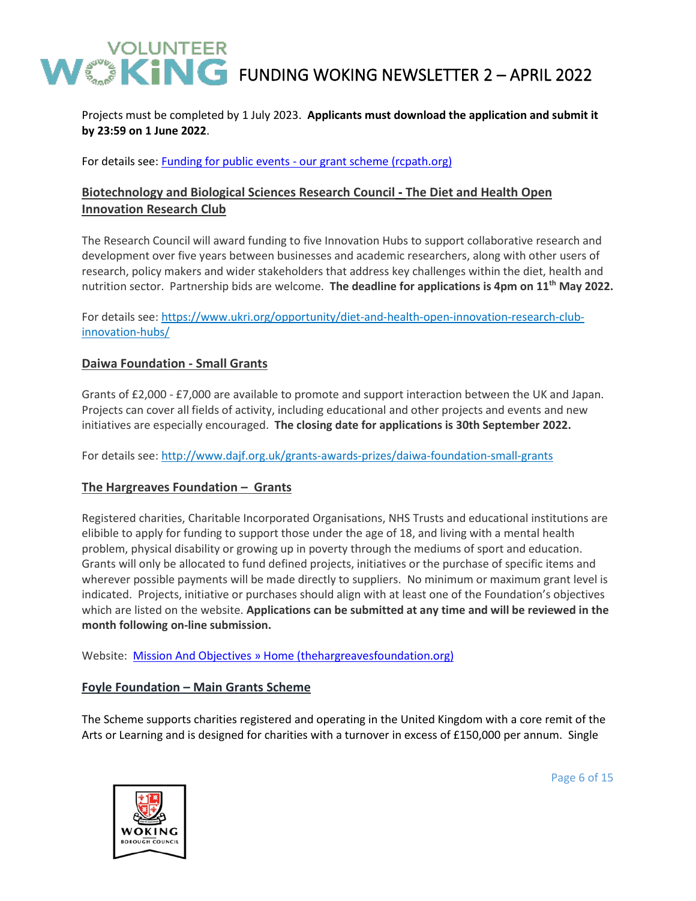Projects must be completed by 1 July 2023. **Applicants must download the application and submit it by 23:59 on 1 June 2022**.

For details see: [Funding for public events - our grant scheme (rcpath.org)]()

## Biotechnology and Biological Sciences Research Council - The Diet and Health Open Innovation Research Club

The Research Council will award funding to five Innovation Hubs to support collaborative research and development over five years between businesses and academic researchers, along with other users of research, policy makers and wider stakeholders that address key challenges within the diet, health and nutrition sector. Partnership bids are welcome. **The deadline for applications is 4pm on 11th May 2022.**

For details see: https://www.ukri.org/opportunity/diet-and-health-open-innovation-research-club-innovation-hubs/

## Daiwa Foundation - Small Grants

Grants of £2,000 - £7,000 are available to promote and support interaction between the UK and Japan. Projects can cover all fields of activity, including educational and other projects and events and new initiatives are especially encouraged. **The closing date for applications is 30th September 2022.**

For details see: http://www.dajf.org.uk/grants-awards-prizes/daiwa-foundation-small-grants

## The Hargreaves Foundation – Grants

Registered charities, Charitable Incorporated Organisations, NHS Trusts and educational institutions are elibible to apply for funding to support those under the age of 18, and living with a mental health problem, physical disability or growing up in poverty through the mediums of sport and education. Grants will only be allocated to fund defined projects, initiatives or the purchase of specific items and wherever possible payments will be made directly to suppliers. No minimum or maximum grant level is indicated. Projects, initiative or purchases should align with at least one of the Foundation's objectives which are listed on the website. **Applications can be submitted at any time and will be reviewed in the month following on-line submission.**

Website: [Mission And Objectives » Home (thehargreavesfoundation.org)]()

## Foyle Foundation – Main Grants Scheme

The Scheme supports charities registered and operating in the United Kingdom with a core remit of the Arts or Learning and is designed for charities with a turnover in excess of £150,000 per annum. Single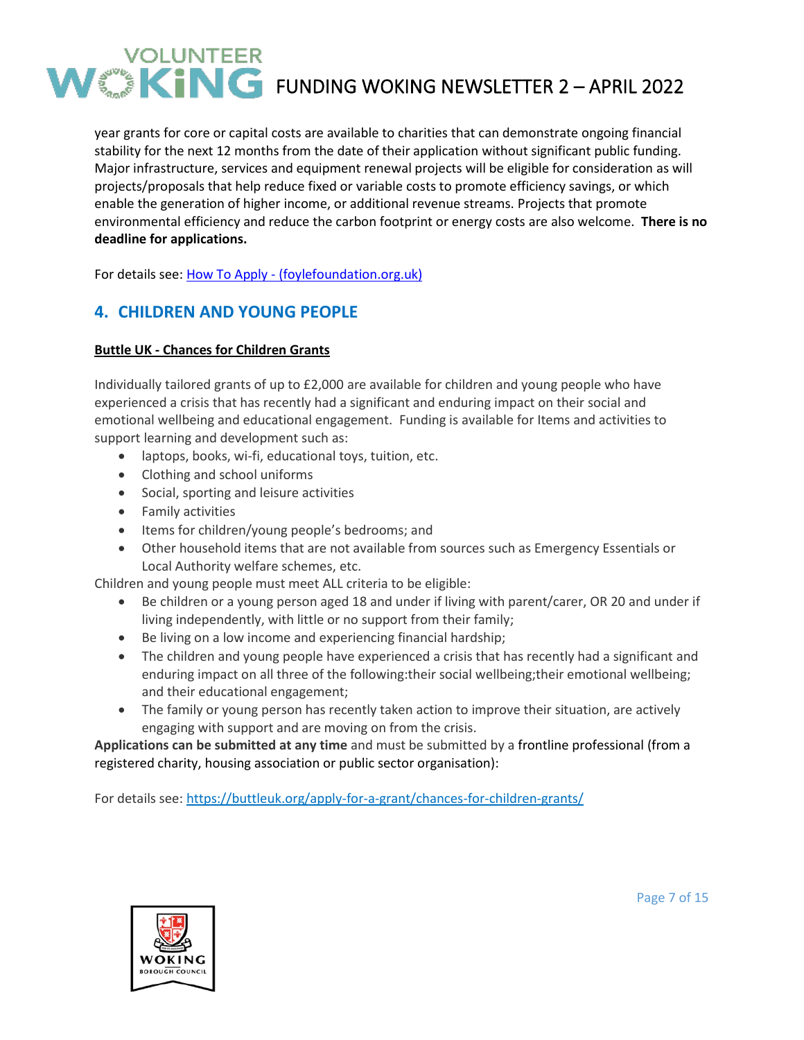year grants for core or capital costs are available to charities that can demonstrate ongoing financial stability for the next 12 months from the date of their application without significant public funding. Major infrastructure, services and equipment renewal projects will be eligible for consideration as will projects/proposals that help reduce fixed or variable costs to promote efficiency savings, or which enable the generation of higher income, or additional revenue streams. Projects that promote environmental efficiency and reduce the carbon footprint or energy costs are also welcome. **There is no deadline for applications.**

For details see: [How To Apply - (foylefoundation.org.uk)](https://www.foylefoundation.org.uk)

## 4. CHILDREN AND YOUNG PEOPLE

**Buttle UK - Chances for Children Grants**

Individually tailored grants of up to £2,000 are available for children and young people who have experienced a crisis that has recently had a significant and enduring impact on their social and emotional wellbeing and educational engagement. Funding is available for Items and activities to support learning and development such as:

- laptops, books, wi-fi, educational toys, tuition, etc.
- Clothing and school uniforms
- Social, sporting and leisure activities
- Family activities
- Items for children/young people's bedrooms; and
- Other household items that are not available from sources such as Emergency Essentials or Local Authority welfare schemes, etc.

Children and young people must meet ALL criteria to be eligible:

- Be children or a young person aged 18 and under if living with parent/carer, OR 20 and under if living independently, with little or no support from their family;
- Be living on a low income and experiencing financial hardship;
- The children and young people have experienced a crisis that has recently had a significant and enduring impact on all three of the following:their social wellbeing;their emotional wellbeing; and their educational engagement;
- The family or young person has recently taken action to improve their situation, are actively engaging with support and are moving on from the crisis.

**Applications can be submitted at any time** and must be submitted by a frontline professional (from a registered charity, housing association or public sector organisation):

For details see: https://buttleuk.org/apply-for-a-grant/chances-for-children-grants/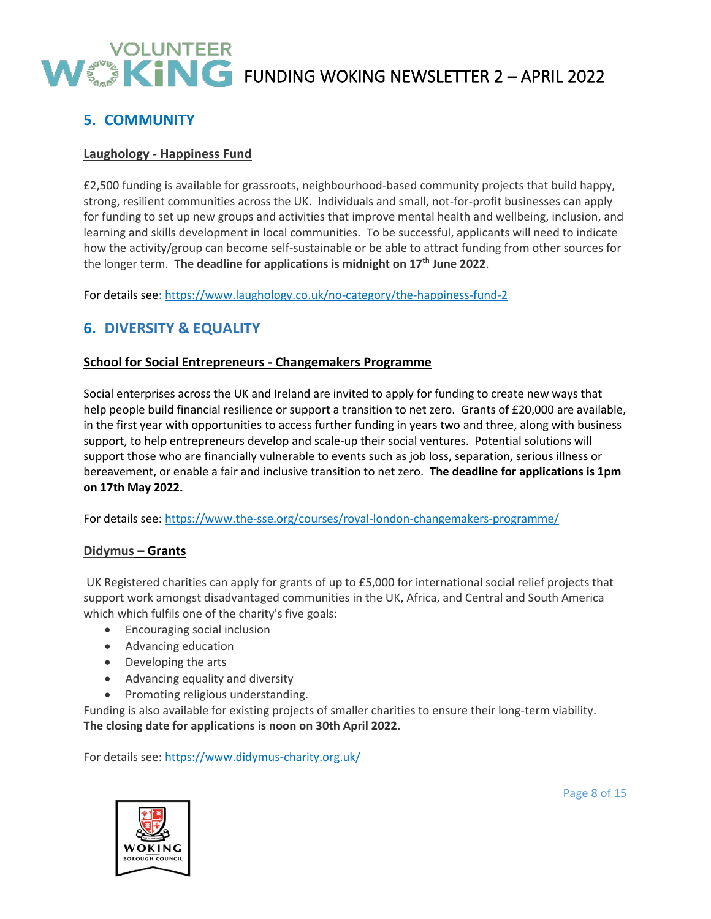## 5. COMMUNITY

**Laughology - Happiness Fund**

£2,500 funding is available for grassroots, neighbourhood-based community projects that build happy, strong, resilient communities across the UK. Individuals and small, not-for-profit businesses can apply for funding to set up new groups and activities that improve mental health and wellbeing, inclusion, and learning and skills development in local communities. To be successful, applicants will need to indicate how the activity/group can become self-sustainable or be able to attract funding from other sources for the longer term. **The deadline for applications is midnight on 17th June 2022**.

For details see: https://www.laughology.co.uk/no-category/the-happiness-fund-2

## 6. DIVERSITY & EQUALITY

**School for Social Entrepreneurs - Changemakers Programme**

Social enterprises across the UK and Ireland are invited to apply for funding to create new ways that help people build financial resilience or support a transition to net zero. Grants of £20,000 are available, in the first year with opportunities to access further funding in years two and three, along with business support, to help entrepreneurs develop and scale-up their social ventures. Potential solutions will support those who are financially vulnerable to events such as job loss, separation, serious illness or bereavement, or enable a fair and inclusive transition to net zero. **The deadline for applications is 1pm on 17th May 2022.**

For details see: https://www.the-sse.org/courses/royal-london-changemakers-programme/

**Didymus – Grants**

UK Registered charities can apply for grants of up to £5,000 for international social relief projects that support work amongst disadvantaged communities in the UK, Africa, and Central and South America which which fulfils one of the charity's five goals:

- Encouraging social inclusion
- Advancing education
- Developing the arts
- Advancing equality and diversity
- Promoting religious understanding.

Funding is also available for existing projects of smaller charities to ensure their long-term viability.
**The closing date for applications is noon on 30th April 2022.**

For details see: https://www.didymus-charity.org.uk/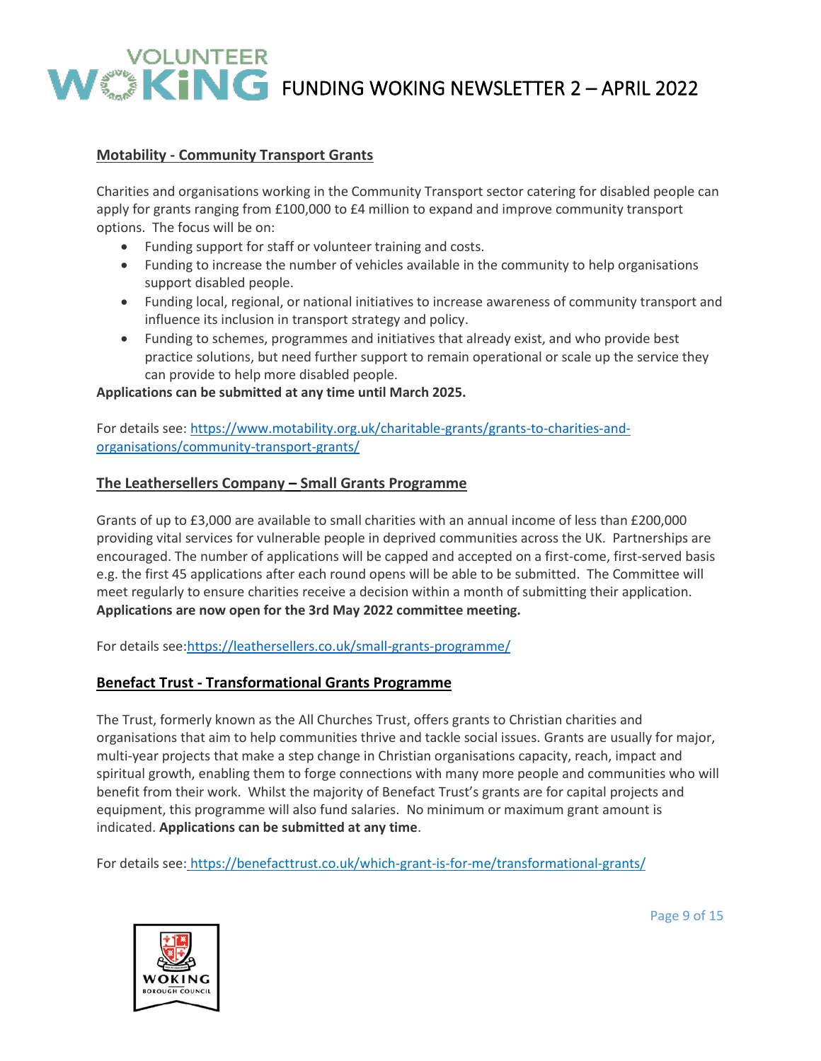### Motability - Community Transport Grants

Charities and organisations working in the Community Transport sector catering for disabled people can apply for grants ranging from £100,000 to £4 million to expand and improve community transport options. The focus will be on:

- Funding support for staff or volunteer training and costs.
- Funding to increase the number of vehicles available in the community to help organisations support disabled people.
- Funding local, regional, or national initiatives to increase awareness of community transport and influence its inclusion in transport strategy and policy.
- Funding to schemes, programmes and initiatives that already exist, and who provide best practice solutions, but need further support to remain operational or scale up the service they can provide to help more disabled people.

**Applications can be submitted at any time until March 2025.**

For details see: https://www.motability.org.uk/charitable-grants/grants-to-charities-and-organisations/community-transport-grants/

### The Leathersellers Company – Small Grants Programme

Grants of up to £3,000 are available to small charities with an annual income of less than £200,000 providing vital services for vulnerable people in deprived communities across the UK. Partnerships are encouraged. The number of applications will be capped and accepted on a first-come, first-served basis e.g. the first 45 applications after each round opens will be able to be submitted. The Committee will meet regularly to ensure charities receive a decision within a month of submitting their application. **Applications are now open for the 3rd May 2022 committee meeting.**

For details see:https://leathersellers.co.uk/small-grants-programme/

### Benefact Trust - Transformational Grants Programme

The Trust, formerly known as the All Churches Trust, offers grants to Christian charities and organisations that aim to help communities thrive and tackle social issues. Grants are usually for major, multi-year projects that make a step change in Christian organisations capacity, reach, impact and spiritual growth, enabling them to forge connections with many more people and communities who will benefit from their work. Whilst the majority of Benefact Trust's grants are for capital projects and equipment, this programme will also fund salaries. No minimum or maximum grant amount is indicated. **Applications can be submitted at any time**.

For details see: https://benefacttrust.co.uk/which-grant-is-for-me/transformational-grants/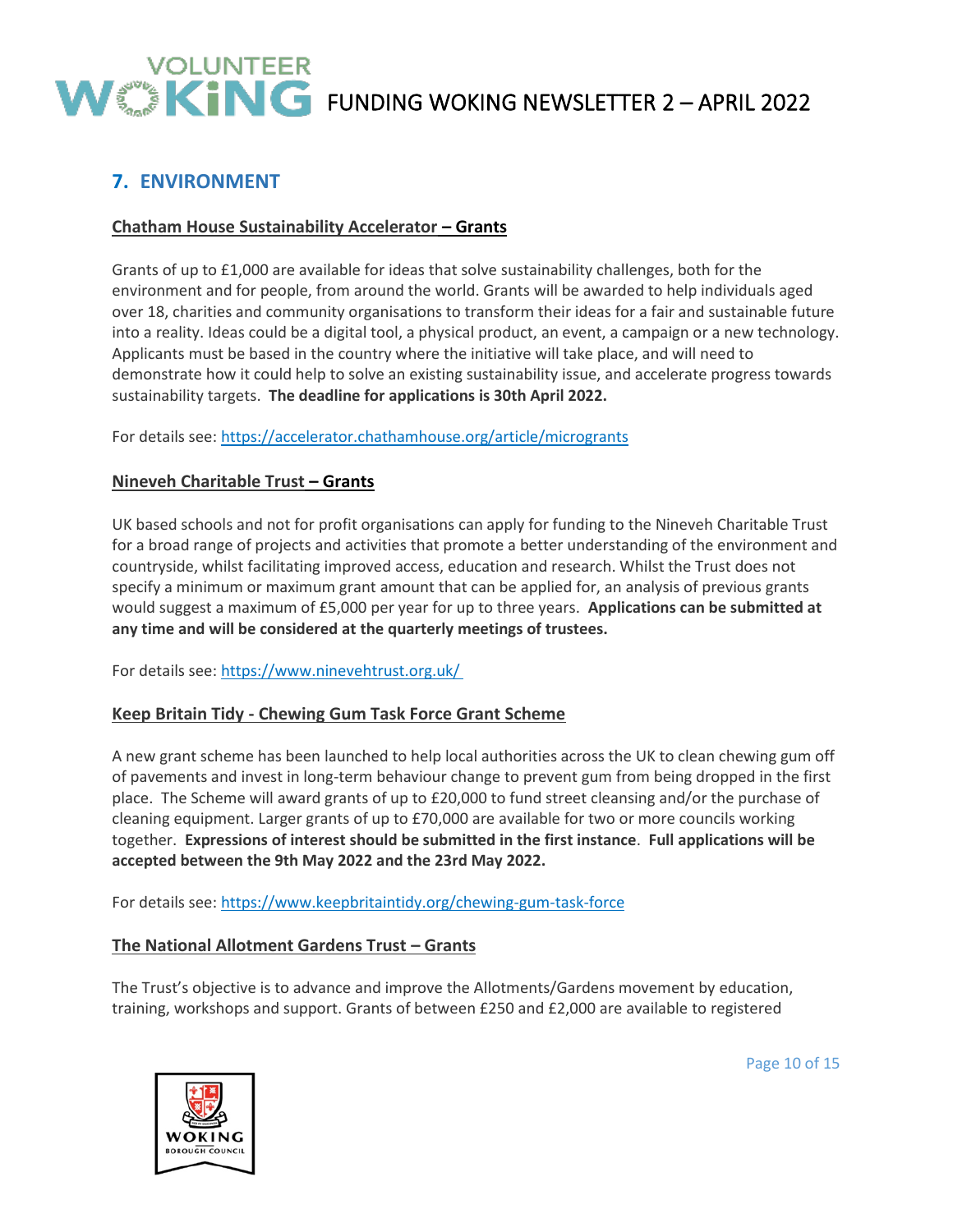## 7. ENVIRONMENT

### Chatham House Sustainability Accelerator – Grants

Grants of up to £1,000 are available for ideas that solve sustainability challenges, both for the environment and for people, from around the world. Grants will be awarded to help individuals aged over 18, charities and community organisations to transform their ideas for a fair and sustainable future into a reality. Ideas could be a digital tool, a physical product, an event, a campaign or a new technology. Applicants must be based in the country where the initiative will take place, and will need to demonstrate how it could help to solve an existing sustainability issue, and accelerate progress towards sustainability targets. **The deadline for applications is 30th April 2022.**

For details see: https://accelerator.chathamhouse.org/article/microgrants

### Nineveh Charitable Trust – Grants

UK based schools and not for profit organisations can apply for funding to the Nineveh Charitable Trust for a broad range of projects and activities that promote a better understanding of the environment and countryside, whilst facilitating improved access, education and research. Whilst the Trust does not specify a minimum or maximum grant amount that can be applied for, an analysis of previous grants would suggest a maximum of £5,000 per year for up to three years. **Applications can be submitted at any time and will be considered at the quarterly meetings of trustees.**

For details see: https://www.ninevehtrust.org.uk/

### Keep Britain Tidy - Chewing Gum Task Force Grant Scheme

A new grant scheme has been launched to help local authorities across the UK to clean chewing gum off of pavements and invest in long-term behaviour change to prevent gum from being dropped in the first place. The Scheme will award grants of up to £20,000 to fund street cleansing and/or the purchase of cleaning equipment. Larger grants of up to £70,000 are available for two or more councils working together. **Expressions of interest should be submitted in the first instance**. **Full applications will be accepted between the 9th May 2022 and the 23rd May 2022.**

For details see: https://www.keepbritaintidy.org/chewing-gum-task-force

### The National Allotment Gardens Trust – Grants

The Trust's objective is to advance and improve the Allotments/Gardens movement by education, training, workshops and support. Grants of between £250 and £2,000 are available to registered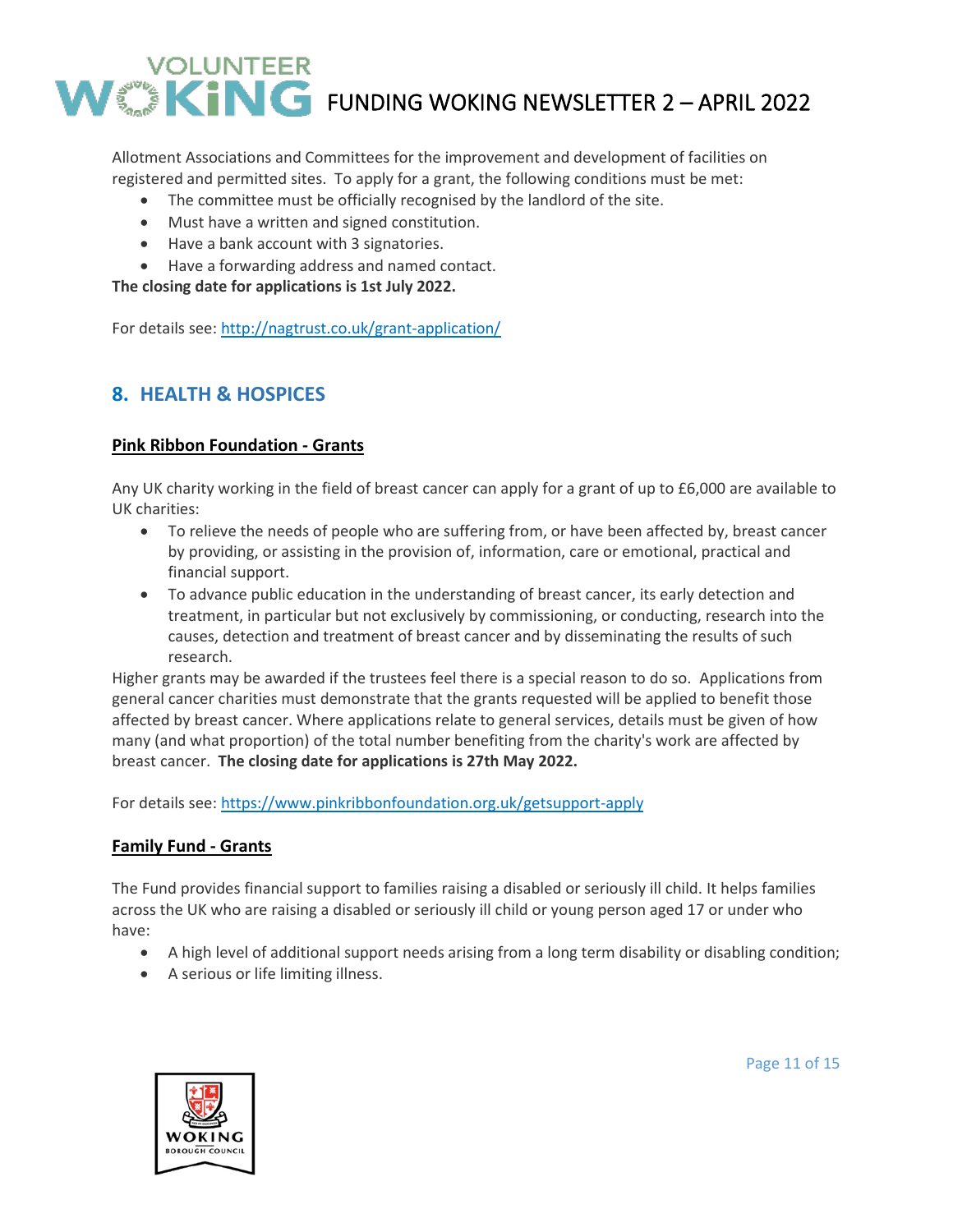Allotment Associations and Committees for the improvement and development of facilities on registered and permitted sites. To apply for a grant, the following conditions must be met:

- The committee must be officially recognised by the landlord of the site.
- Must have a written and signed constitution.
- Have a bank account with 3 signatories.
- Have a forwarding address and named contact.

**The closing date for applications is 1st July 2022.**

For details see: http://nagtrust.co.uk/grant-application/

## 8. HEALTH & HOSPICES

### Pink Ribbon Foundation - Grants

Any UK charity working in the field of breast cancer can apply for a grant of up to £6,000 are available to UK charities:

- To relieve the needs of people who are suffering from, or have been affected by, breast cancer by providing, or assisting in the provision of, information, care or emotional, practical and financial support.
- To advance public education in the understanding of breast cancer, its early detection and treatment, in particular but not exclusively by commissioning, or conducting, research into the causes, detection and treatment of breast cancer and by disseminating the results of such research.

Higher grants may be awarded if the trustees feel there is a special reason to do so. Applications from general cancer charities must demonstrate that the grants requested will be applied to benefit those affected by breast cancer. Where applications relate to general services, details must be given of how many (and what proportion) of the total number benefiting from the charity's work are affected by breast cancer. **The closing date for applications is 27th May 2022.**

For details see: https://www.pinkribbonfoundation.org.uk/getsupport-apply

### Family Fund - Grants

The Fund provides financial support to families raising a disabled or seriously ill child. It helps families across the UK who are raising a disabled or seriously ill child or young person aged 17 or under who have:

- A high level of additional support needs arising from a long term disability or disabling condition;
- A serious or life limiting illness.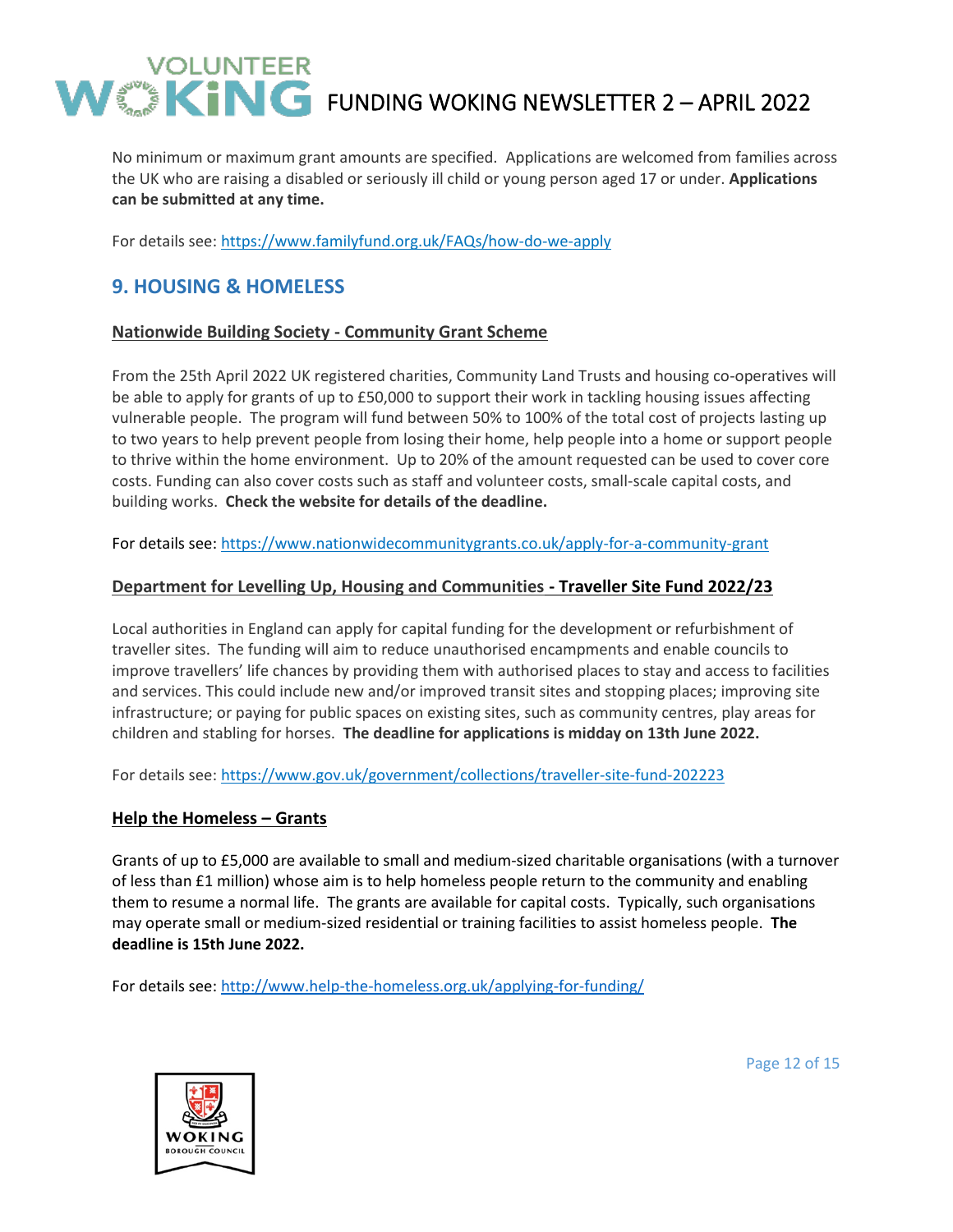No minimum or maximum grant amounts are specified. Applications are welcomed from families across the UK who are raising a disabled or seriously ill child or young person aged 17 or under. **Applications can be submitted at any time.**

For details see: https://www.familyfund.org.uk/FAQs/how-do-we-apply

## 9. HOUSING & HOMELESS

### Nationwide Building Society - Community Grant Scheme

From the 25th April 2022 UK registered charities, Community Land Trusts and housing co-operatives will be able to apply for grants of up to £50,000 to support their work in tackling housing issues affecting vulnerable people. The program will fund between 50% to 100% of the total cost of projects lasting up to two years to help prevent people from losing their home, help people into a home or support people to thrive within the home environment. Up to 20% of the amount requested can be used to cover core costs. Funding can also cover costs such as staff and volunteer costs, small-scale capital costs, and building works. **Check the website for details of the deadline.**

For details see: https://www.nationwidecommunitygrants.co.uk/apply-for-a-community-grant

### Department for Levelling Up, Housing and Communities - Traveller Site Fund 2022/23

Local authorities in England can apply for capital funding for the development or refurbishment of traveller sites. The funding will aim to reduce unauthorised encampments and enable councils to improve travellers' life chances by providing them with authorised places to stay and access to facilities and services. This could include new and/or improved transit sites and stopping places; improving site infrastructure; or paying for public spaces on existing sites, such as community centres, play areas for children and stabling for horses. **The deadline for applications is midday on 13th June 2022.**

For details see: https://www.gov.uk/government/collections/traveller-site-fund-202223

### Help the Homeless – Grants

Grants of up to £5,000 are available to small and medium-sized charitable organisations (with a turnover of less than £1 million) whose aim is to help homeless people return to the community and enabling them to resume a normal life. The grants are available for capital costs. Typically, such organisations may operate small or medium-sized residential or training facilities to assist homeless people. **The deadline is 15th June 2022.**

For details see: http://www.help-the-homeless.org.uk/applying-for-funding/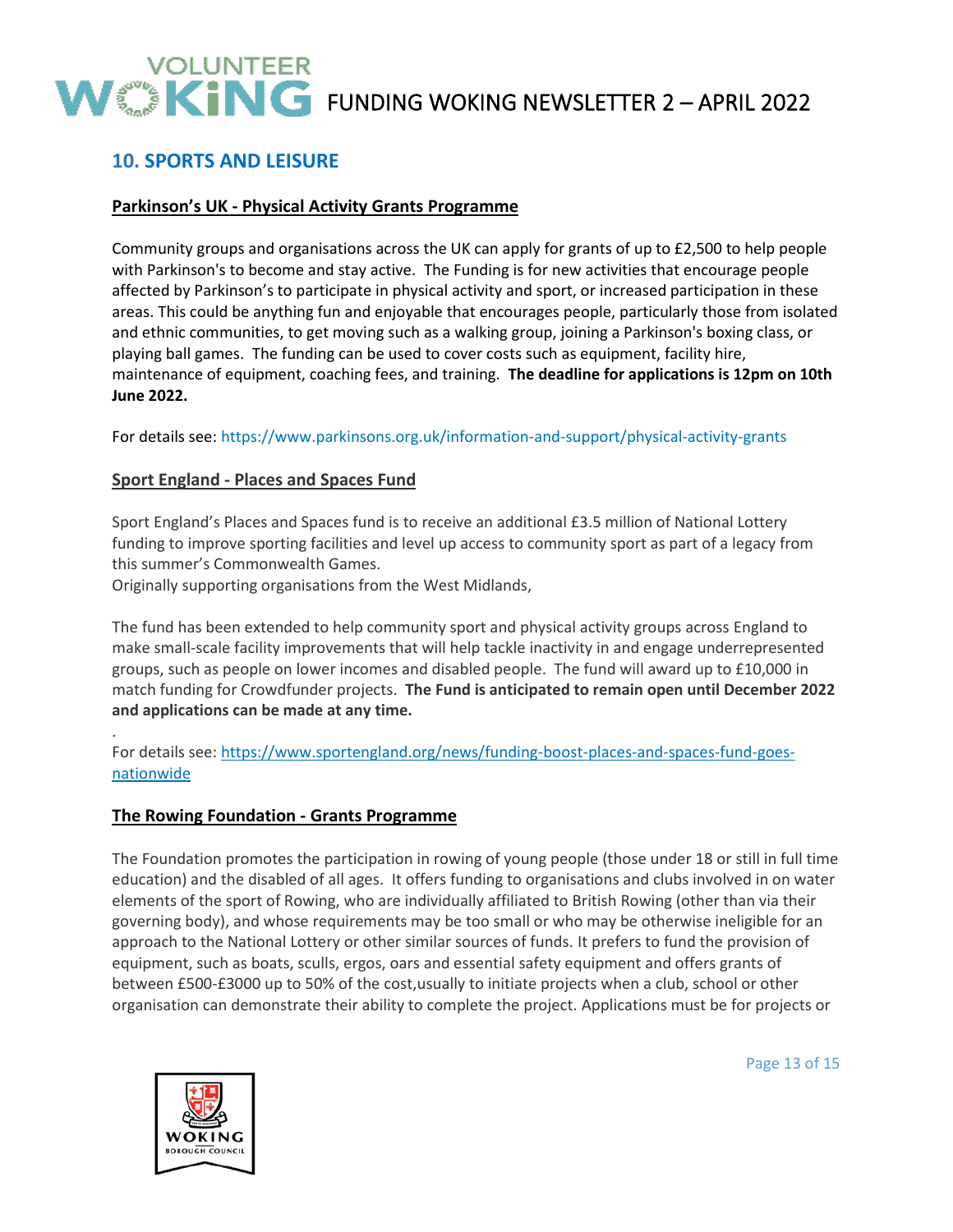## 10. SPORTS AND LEISURE

### Parkinson's UK - Physical Activity Grants Programme

Community groups and organisations across the UK can apply for grants of up to £2,500 to help people with Parkinson's to become and stay active. The Funding is for new activities that encourage people affected by Parkinson's to participate in physical activity and sport, or increased participation in these areas. This could be anything fun and enjoyable that encourages people, particularly those from isolated and ethnic communities, to get moving such as a walking group, joining a Parkinson's boxing class, or playing ball games. The funding can be used to cover costs such as equipment, facility hire, maintenance of equipment, coaching fees, and training. **The deadline for applications is 12pm on 10th June 2022.**

For details see: https://www.parkinsons.org.uk/information-and-support/physical-activity-grants

### Sport England - Places and Spaces Fund

Sport England's Places and Spaces fund is to receive an additional £3.5 million of National Lottery funding to improve sporting facilities and level up access to community sport as part of a legacy from this summer's Commonwealth Games.
Originally supporting organisations from the West Midlands,

The fund has been extended to help community sport and physical activity groups across England to make small-scale facility improvements that will help tackle inactivity in and engage underrepresented groups, such as people on lower incomes and disabled people. The fund will award up to £10,000 in match funding for Crowdfunder projects. **The Fund is anticipated to remain open until December 2022 and applications can be made at any time.**

.

For details see: https://www.sportengland.org/news/funding-boost-places-and-spaces-fund-goes-nationwide

### The Rowing Foundation - Grants Programme

The Foundation promotes the participation in rowing of young people (those under 18 or still in full time education) and the disabled of all ages. It offers funding to organisations and clubs involved in on water elements of the sport of Rowing, who are individually affiliated to British Rowing (other than via their governing body), and whose requirements may be too small or who may be otherwise ineligible for an approach to the National Lottery or other similar sources of funds. It prefers to fund the provision of equipment, such as boats, sculls, ergos, oars and essential safety equipment and offers grants of between £500-£3000 up to 50% of the cost,usually to initiate projects when a club, school or other organisation can demonstrate their ability to complete the project. Applications must be for projects or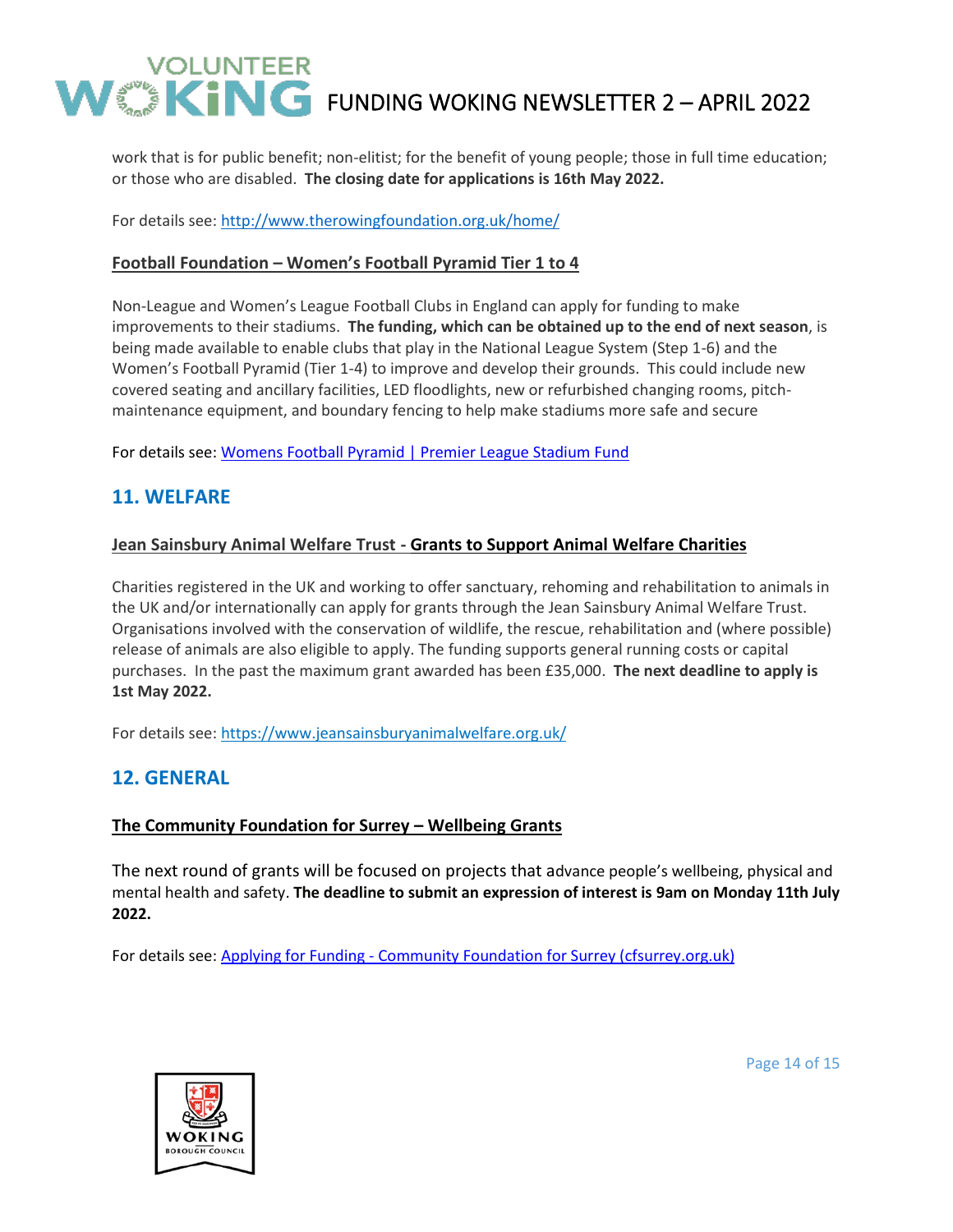work that is for public benefit; non-elitist; for the benefit of young people; those in full time education; or those who are disabled. **The closing date for applications is 16th May 2022.**

For details see: [http://www.therowingfoundation.org.uk/home/](http://www.therowingfoundation.org.uk/home/)

### Football Foundation – Women's Football Pyramid Tier 1 to 4

Non-League and Women's League Football Clubs in England can apply for funding to make improvements to their stadiums. **The funding, which can be obtained up to the end of next season**, is being made available to enable clubs that play in the National League System (Step 1-6) and the Women's Football Pyramid (Tier 1-4) to improve and develop their grounds. This could include new covered seating and ancillary facilities, LED floodlights, new or refurbished changing rooms, pitch-maintenance equipment, and boundary fencing to help make stadiums more safe and secure

For details see: Womens Football Pyramid | Premier League Stadium Fund

## 11. WELFARE

### Jean Sainsbury Animal Welfare Trust - **Grants to Support Animal Welfare Charities**

Charities registered in the UK and working to offer sanctuary, rehoming and rehabilitation to animals in the UK and/or internationally can apply for grants through the Jean Sainsbury Animal Welfare Trust. Organisations involved with the conservation of wildlife, the rescue, rehabilitation and (where possible) release of animals are also eligible to apply. The funding supports general running costs or capital purchases. In the past the maximum grant awarded has been £35,000. **The next deadline to apply is 1st May 2022.**

For details see: [https://www.jeansainsburyanimalwelfare.org.uk/](https://www.jeansainsburyanimalwelfare.org.uk/)

## 12. GENERAL

### The Community Foundation for Surrey – Wellbeing Grants

The next round of grants will be focused on projects that advance people's wellbeing, physical and mental health and safety. **The deadline to submit an expression of interest is 9am on Monday 11th July 2022.**

For details see: Applying for Funding - Community Foundation for Surrey (cfsurrey.org.uk)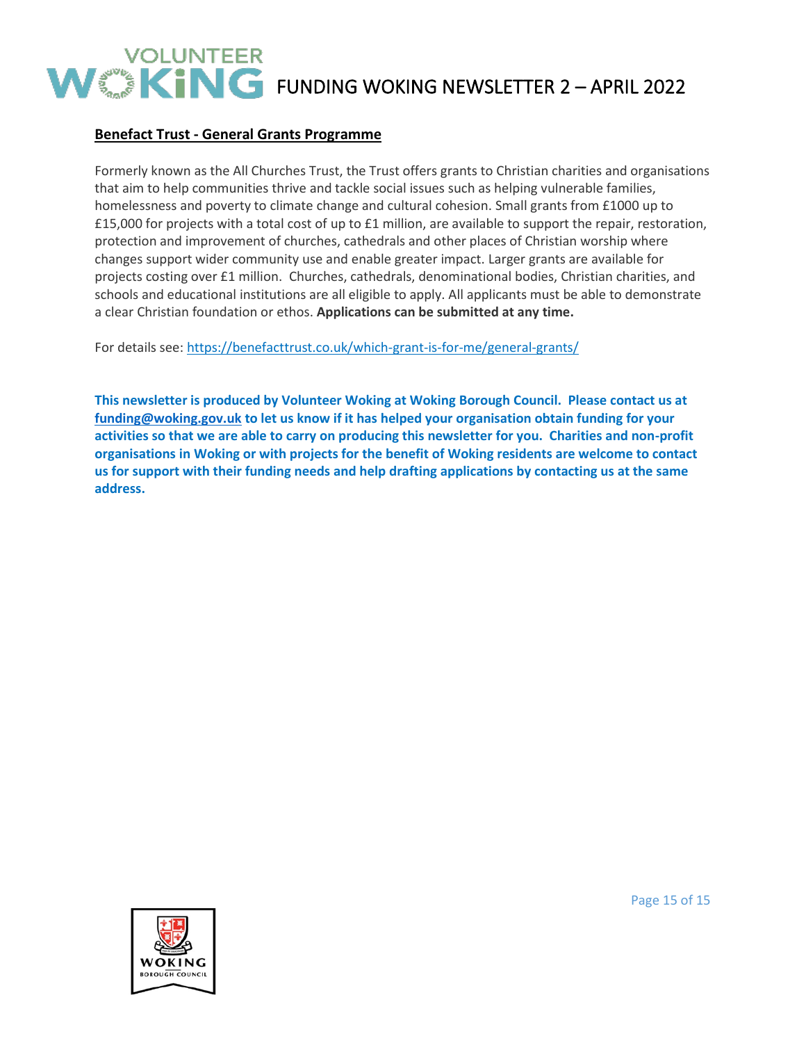## Benefact Trust - General Grants Programme

Formerly known as the All Churches Trust, the Trust offers grants to Christian charities and organisations that aim to help communities thrive and tackle social issues such as helping vulnerable families, homelessness and poverty to climate change and cultural cohesion. Small grants from £1000 up to £15,000 for projects with a total cost of up to £1 million, are available to support the repair, restoration, protection and improvement of churches, cathedrals and other places of Christian worship where changes support wider community use and enable greater impact. Larger grants are available for projects costing over £1 million. Churches, cathedrals, denominational bodies, Christian charities, and schools and educational institutions are all eligible to apply. All applicants must be able to demonstrate a clear Christian foundation or ethos. **Applications can be submitted at any time.**

For details see: https://benefacttrust.co.uk/which-grant-is-for-me/general-grants/

**This newsletter is produced by Volunteer Woking at Woking Borough Council. Please contact us at funding@woking.gov.uk to let us know if it has helped your organisation obtain funding for your activities so that we are able to carry on producing this newsletter for you. Charities and non-profit organisations in Woking or with projects for the benefit of Woking residents are welcome to contact us for support with their funding needs and help drafting applications by contacting us at the same address.**